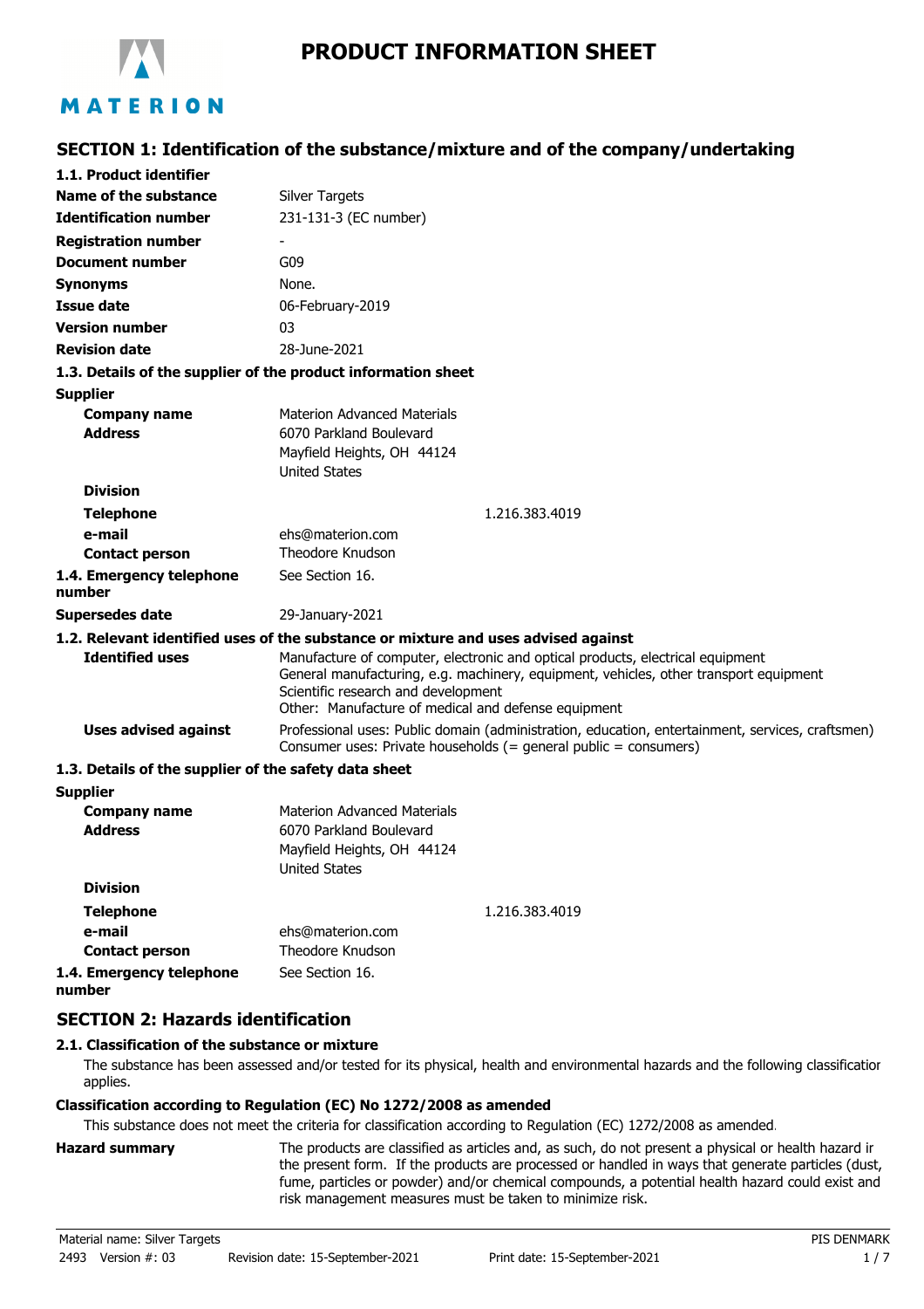# PRODUCT INFORMATION SHEET

## SECTION 1: Identification of the substance/mixture and of the company/undertaking

### 1.1. Product identifier

| | |
|---|---|
| **Name of the substance** | Silver Targets |
| **Identification number** | 231-131-3 (EC number) |
| **Registration number** | - |
| **Document number** | G09 |
| **Synonyms** | None. |
| **Issue date** | 06-February-2019 |
| **Version number** | 03 |
| **Revision date** | 28-June-2021 |

### 1.3. Details of the supplier of the product information sheet

**Supplier**

| | |
|---|---|
| **Company name** | Materion Advanced Materials |
| **Address** | 6070 Parkland Boulevard<br>Mayfield Heights, OH 44124<br>United States |
| **Division** | |
| **Telephone** | 1.216.383.4019 |
| **e-mail** | ehs@materion.com |
| **Contact person** | Theodore Knudson |
| **1.4. Emergency telephone number** | See Section 16. |
| **Supersedes date** | 29-January-2021 |

### 1.2. Relevant identified uses of the substance or mixture and uses advised against

| | |
|---|---|
| **Identified uses** | Manufacture of computer, electronic and optical products, electrical equipment<br>General manufacturing, e.g. machinery, equipment, vehicles, other transport equipment<br>Scientific research and development<br>Other: Manufacture of medical and defense equipment |
| **Uses advised against** | Professional uses: Public domain (administration, education, entertainment, services, craftsmen)<br>Consumer uses: Private households (= general public = consumers) |

### 1.3. Details of the supplier of the safety data sheet

**Supplier**

| | |
|---|---|
| **Company name** | Materion Advanced Materials |
| **Address** | 6070 Parkland Boulevard<br>Mayfield Heights, OH 44124<br>United States |
| **Division** | |
| **Telephone** | 1.216.383.4019 |
| **e-mail** | ehs@materion.com |
| **Contact person** | Theodore Knudson |
| **1.4. Emergency telephone number** | See Section 16. |

## SECTION 2: Hazards identification

### 2.1. Classification of the substance or mixture

The substance has been assessed and/or tested for its physical, health and environmental hazards and the following classification applies.

**Classification according to Regulation (EC) No 1272/2008 as amended**

This substance does not meet the criteria for classification according to Regulation (EC) 1272/2008 as amended.

**Hazard summary**

The products are classified as articles and, as such, do not present a physical or health hazard in the present form. If the products are processed or handled in ways that generate particles (dust, fume, particles or powder) and/or chemical compounds, a potential health hazard could exist and risk management measures must be taken to minimize risk.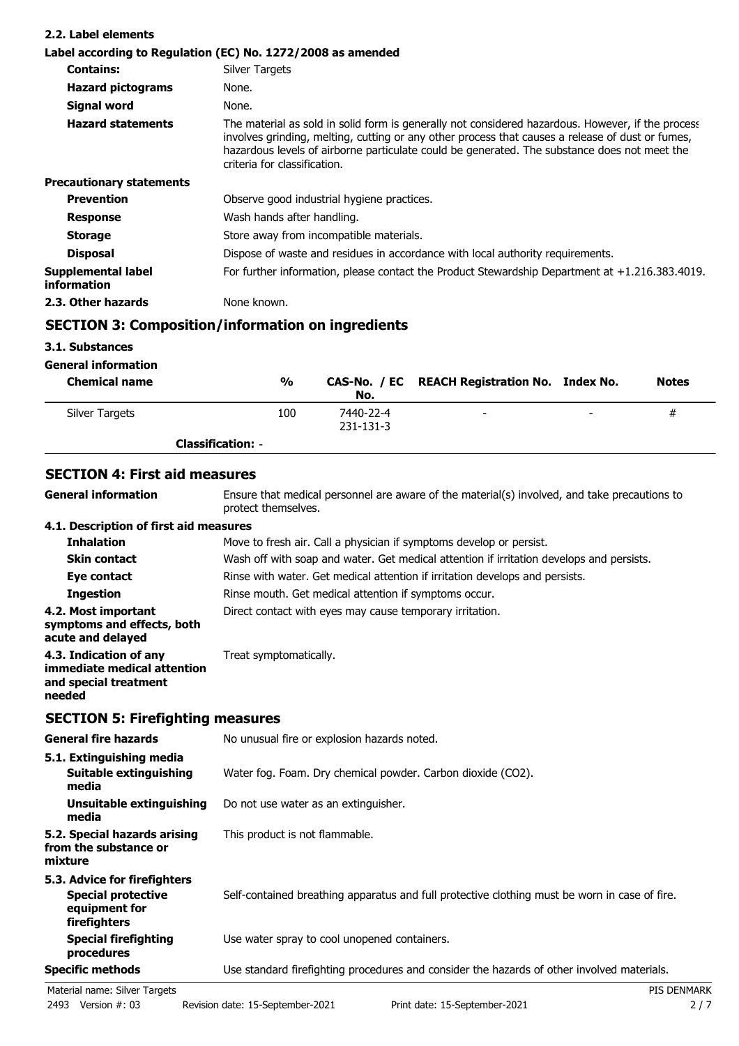### 2.2. Label elements

**Label according to Regulation (EC) No. 1272/2008 as amended**

| | |
|---|---|
| **Contains:** | Silver Targets |
| **Hazard pictograms** | None. |
| **Signal word** | None. |
| **Hazard statements** | The material as sold in solid form is generally not considered hazardous. However, if the process involves grinding, melting, cutting or any other process that causes a release of dust or fumes, hazardous levels of airborne particulate could be generated. The substance does not meet the criteria for classification. |
| **Precautionary statements** | |
| **Prevention** | Observe good industrial hygiene practices. |
| **Response** | Wash hands after handling. |
| **Storage** | Store away from incompatible materials. |
| **Disposal** | Dispose of waste and residues in accordance with local authority requirements. |
| **Supplemental label information** | For further information, please contact the Product Stewardship Department at +1.216.383.4019. |
| **2.3. Other hazards** | None known. |

## SECTION 3: Composition/information on ingredients

### 3.1. Substances

**General information**

| Chemical name | % | CAS-No. / EC No. | REACH Registration No. | Index No. | Notes |
|---|---|---|---|---|---|
| Silver Targets | 100 | 7440-22-4<br>231-131-3 | - | - | # |
| **Classification:** - | | | | | |

## SECTION 4: First aid measures

| | |
|---|---|
| **General information** | Ensure that medical personnel are aware of the material(s) involved, and take precautions to protect themselves. |
| **4.1. Description of first aid measures** | |
| **Inhalation** | Move to fresh air. Call a physician if symptoms develop or persist. |
| **Skin contact** | Wash off with soap and water. Get medical attention if irritation develops and persists. |
| **Eye contact** | Rinse with water. Get medical attention if irritation develops and persists. |
| **Ingestion** | Rinse mouth. Get medical attention if symptoms occur. |
| **4.2. Most important symptoms and effects, both acute and delayed** | Direct contact with eyes may cause temporary irritation. |
| **4.3. Indication of any immediate medical attention and special treatment needed** | Treat symptomatically. |

## SECTION 5: Firefighting measures

| | |
|---|---|
| **General fire hazards** | No unusual fire or explosion hazards noted. |
| **5.1. Extinguishing media** | |
| **Suitable extinguishing media** | Water fog. Foam. Dry chemical powder. Carbon dioxide ($CO_2$). |
| **Unsuitable extinguishing media** | Do not use water as an extinguisher. |
| **5.2. Special hazards arising from the substance or mixture** | This product is not flammable. |
| **5.3. Advice for firefighters** | |
| **Special protective equipment for firefighters** | Self-contained breathing apparatus and full protective clothing must be worn in case of fire. |
| **Special firefighting procedures** | Use water spray to cool unopened containers. |
| **Specific methods** | Use standard firefighting procedures and consider the hazards of other involved materials. |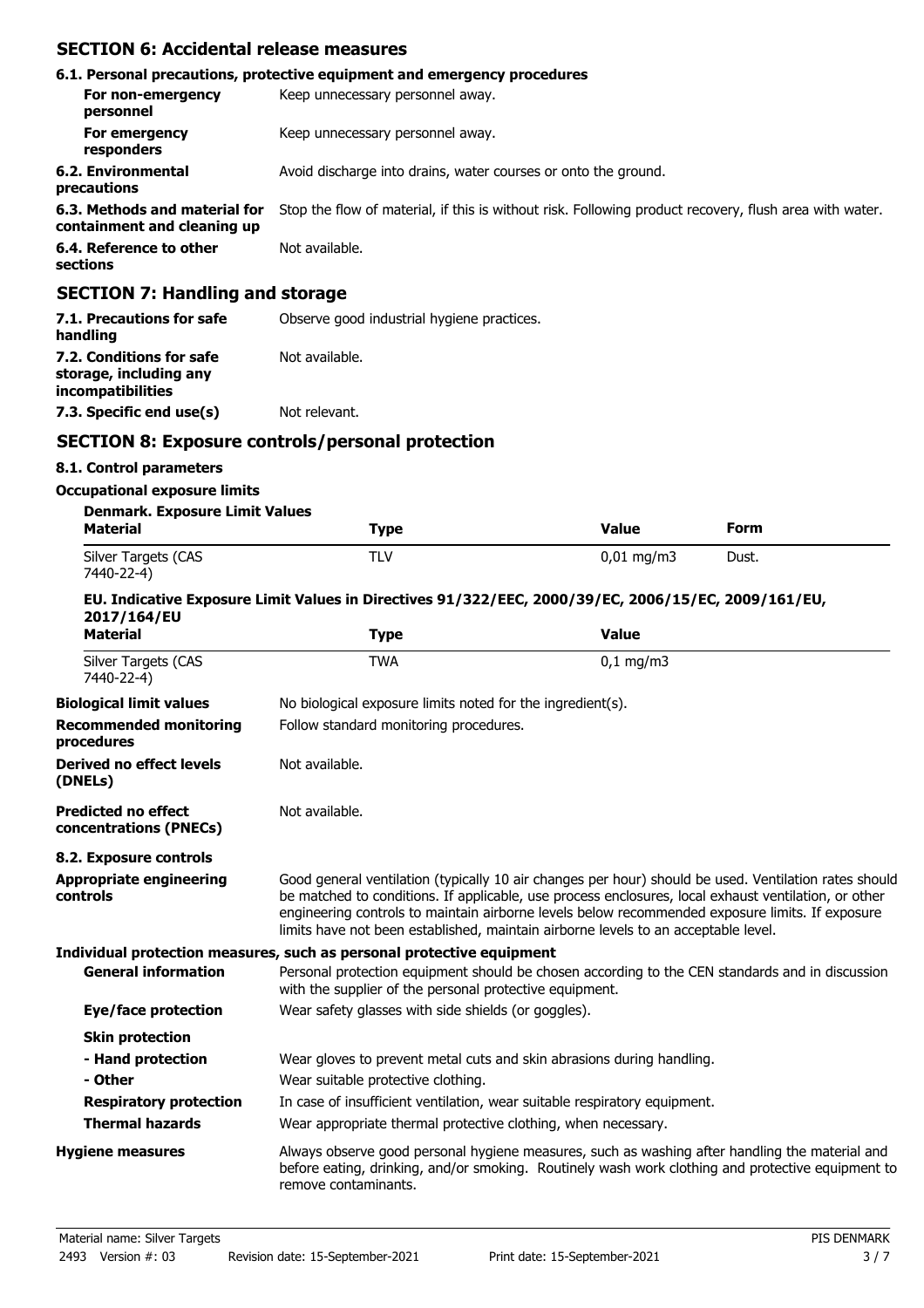## SECTION 6: Accidental release measures

### 6.1. Personal precautions, protective equipment and emergency procedures

**For non-emergency personnel** Keep unnecessary personnel away.

**For emergency responders** Keep unnecessary personnel away.

**6.2. Environmental precautions** Avoid discharge into drains, water courses or onto the ground.

**6.3. Methods and material for containment and cleaning up** Stop the flow of material, if this is without risk. Following product recovery, flush area with water.

**6.4. Reference to other sections** Not available.

## SECTION 7: Handling and storage

**7.1. Precautions for safe handling** Observe good industrial hygiene practices.

**7.2. Conditions for safe storage, including any incompatibilities** Not available.

**7.3. Specific end use(s)** Not relevant.

## SECTION 8: Exposure controls/personal protection

### 8.1. Control parameters

**Occupational exposure limits**

**Denmark. Exposure Limit Values**

| Material | Type | Value | Form |
| --- | --- | --- | --- |
| Silver Targets (CAS 7440-22-4) | TLV | 0,01 mg/m3 | Dust. |

**EU. Indicative Exposure Limit Values in Directives 91/322/EEC, 2000/39/EC, 2006/15/EC, 2009/161/EU, 2017/164/EU**

| Material | Type | Value |
| --- | --- | --- |
| Silver Targets (CAS 7440-22-4) | TWA | 0,1 mg/m3 |

**Biological limit values** No biological exposure limits noted for the ingredient(s).

**Recommended monitoring procedures** Follow standard monitoring procedures.

**Derived no effect levels (DNELs)** Not available.

**Predicted no effect concentrations (PNECs)** Not available.

### 8.2. Exposure controls

**Appropriate engineering controls** Good general ventilation (typically 10 air changes per hour) should be used. Ventilation rates should be matched to conditions. If applicable, use process enclosures, local exhaust ventilation, or other engineering controls to maintain airborne levels below recommended exposure limits. If exposure limits have not been established, maintain airborne levels to an acceptable level.

**Individual protection measures, such as personal protective equipment**

**General information** Personal protection equipment should be chosen according to the CEN standards and in discussion with the supplier of the personal protective equipment.

**Eye/face protection** Wear safety glasses with side shields (or goggles).

**Skin protection**

**- Hand protection** Wear gloves to prevent metal cuts and skin abrasions during handling.

**- Other** Wear suitable protective clothing.

**Respiratory protection** In case of insufficient ventilation, wear suitable respiratory equipment.

**Thermal hazards** Wear appropriate thermal protective clothing, when necessary.

**Hygiene measures** Always observe good personal hygiene measures, such as washing after handling the material and before eating, drinking, and/or smoking. Routinely wash work clothing and protective equipment to remove contaminants.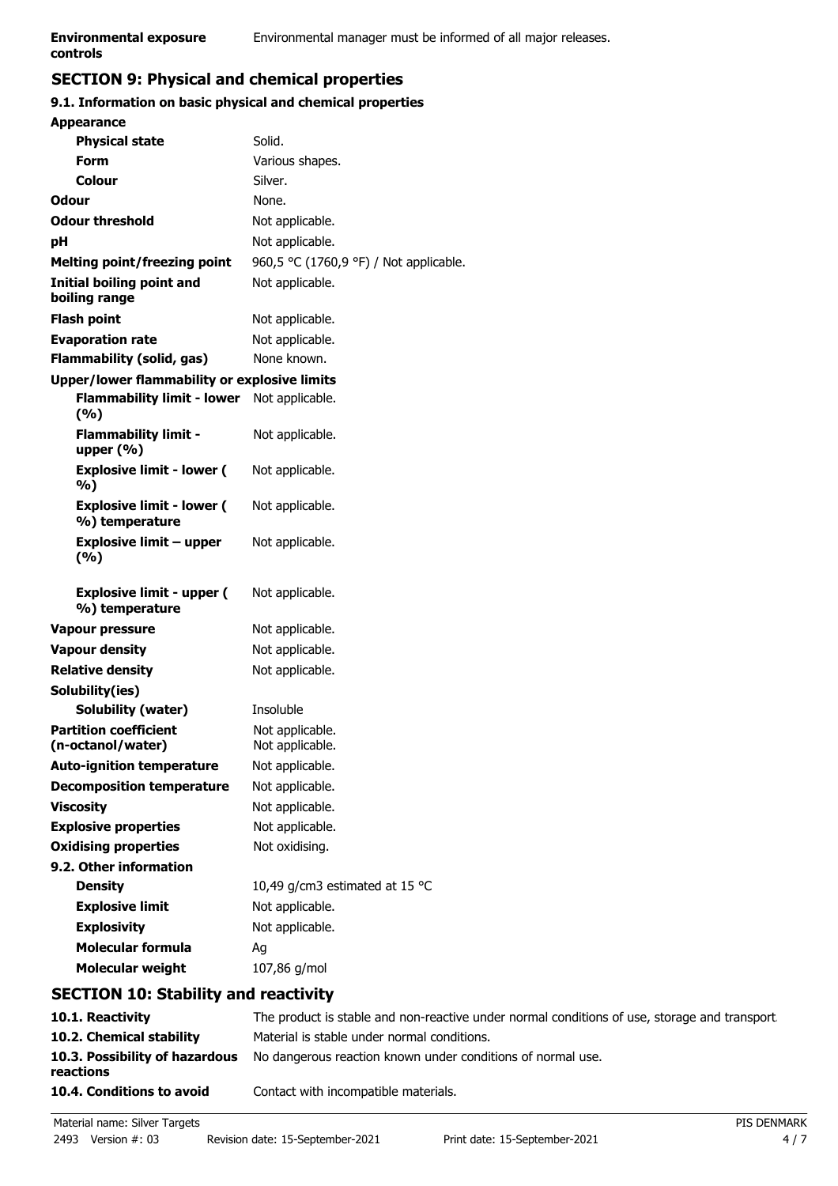| | |
|---|---|
| **Environmental exposure controls** | Environmental manager must be informed of all major releases. |

## SECTION 9: Physical and chemical properties

### 9.1. Information on basic physical and chemical properties

| | |
|---|---|
| **Appearance** | |
| **Physical state** | Solid. |
| **Form** | Various shapes. |
| **Colour** | Silver. |
| **Odour** | None. |
| **Odour threshold** | Not applicable. |
| **pH** | Not applicable. |
| **Melting point/freezing point** | 960,5 °C (1760,9 °F) / Not applicable. |
| **Initial boiling point and boiling range** | Not applicable. |
| **Flash point** | Not applicable. |
| **Evaporation rate** | Not applicable. |
| **Flammability (solid, gas)** | None known. |
| **Upper/lower flammability or explosive limits** | |
| **Flammability limit - lower (%)** | Not applicable. |
| **Flammability limit - upper (%)** | Not applicable. |
| **Explosive limit - lower (%)** | Not applicable. |
| **Explosive limit - lower (%) temperature** | Not applicable. |
| **Explosive limit – upper (%)** | Not applicable. |
| **Explosive limit - upper (%) temperature** | Not applicable. |
| **Vapour pressure** | Not applicable. |
| **Vapour density** | Not applicable. |
| **Relative density** | Not applicable. |
| **Solubility(ies)** | |
| **Solubility (water)** | Insoluble |
| **Partition coefficient (n-octanol/water)** | Not applicable. Not applicable. |
| **Auto-ignition temperature** | Not applicable. |
| **Decomposition temperature** | Not applicable. |
| **Viscosity** | Not applicable. |
| **Explosive properties** | Not applicable. |
| **Oxidising properties** | Not oxidising. |
| **9.2. Other information** | |
| **Density** | 10,49 g/cm3 estimated at 15 °C |
| **Explosive limit** | Not applicable. |
| **Explosivity** | Not applicable. |
| **Molecular formula** | Ag |
| **Molecular weight** | 107,86 g/mol |

## SECTION 10: Stability and reactivity

| | |
|---|---|
| **10.1. Reactivity** | The product is stable and non-reactive under normal conditions of use, storage and transport. |
| **10.2. Chemical stability** | Material is stable under normal conditions. |
| **10.3. Possibility of hazardous reactions** | No dangerous reaction known under conditions of normal use. |
| **10.4. Conditions to avoid** | Contact with incompatible materials. |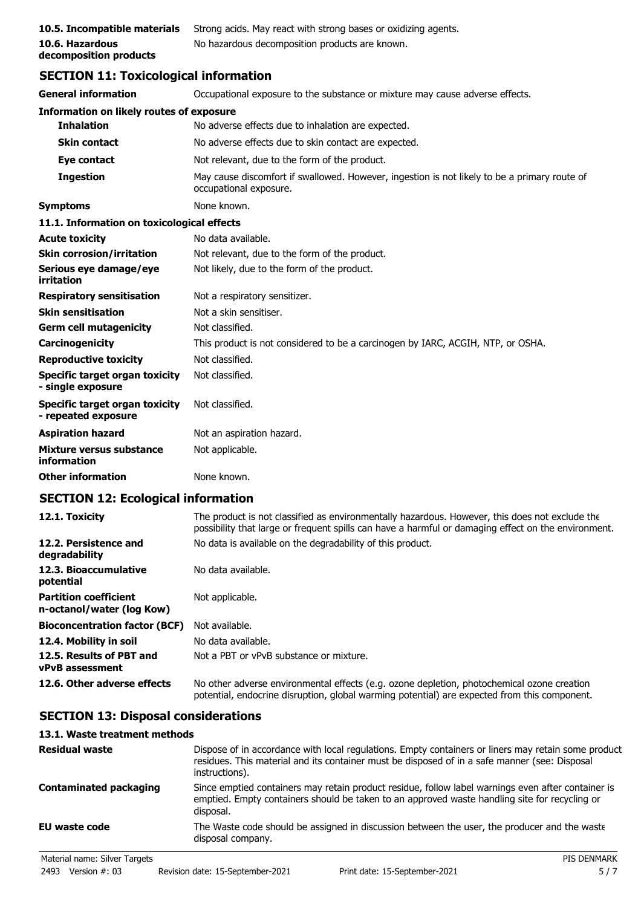| | |
|---|---|
| **10.5. Incompatible materials** | Strong acids. May react with strong bases or oxidizing agents. |
| **10.6. Hazardous decomposition products** | No hazardous decomposition products are known. |

## SECTION 11: Toxicological information

| | |
|---|---|
| **General information** | Occupational exposure to the substance or mixture may cause adverse effects. |

**Information on likely routes of exposure**

| | |
|---|---|
| **Inhalation** | No adverse effects due to inhalation are expected. |
| **Skin contact** | No adverse effects due to skin contact are expected. |
| **Eye contact** | Not relevant, due to the form of the product. |
| **Ingestion** | May cause discomfort if swallowed. However, ingestion is not likely to be a primary route of occupational exposure. |
| **Symptoms** | None known. |

**11.1. Information on toxicological effects**

| | |
|---|---|
| **Acute toxicity** | No data available. |
| **Skin corrosion/irritation** | Not relevant, due to the form of the product. |
| **Serious eye damage/eye irritation** | Not likely, due to the form of the product. |
| **Respiratory sensitisation** | Not a respiratory sensitizer. |
| **Skin sensitisation** | Not a skin sensitiser. |
| **Germ cell mutagenicity** | Not classified. |
| **Carcinogenicity** | This product is not considered to be a carcinogen by IARC, ACGIH, NTP, or OSHA. |
| **Reproductive toxicity** | Not classified. |
| **Specific target organ toxicity - single exposure** | Not classified. |
| **Specific target organ toxicity - repeated exposure** | Not classified. |
| **Aspiration hazard** | Not an aspiration hazard. |
| **Mixture versus substance information** | Not applicable. |
| **Other information** | None known. |

## SECTION 12: Ecological information

| | |
|---|---|
| **12.1. Toxicity** | The product is not classified as environmentally hazardous. However, this does not exclude the possibility that large or frequent spills can have a harmful or damaging effect on the environment. |
| **12.2. Persistence and degradability** | No data is available on the degradability of this product. |
| **12.3. Bioaccumulative potential** | No data available. |
| **Partition coefficient n-octanol/water (log Kow)** | Not applicable. |
| **Bioconcentration factor (BCF)** | Not available. |
| **12.4. Mobility in soil** | No data available. |
| **12.5. Results of PBT and vPvB assessment** | Not a PBT or vPvB substance or mixture. |
| **12.6. Other adverse effects** | No other adverse environmental effects (e.g. ozone depletion, photochemical ozone creation potential, endocrine disruption, global warming potential) are expected from this component. |

## SECTION 13: Disposal considerations

**13.1. Waste treatment methods**

| | |
|---|---|
| **Residual waste** | Dispose of in accordance with local regulations. Empty containers or liners may retain some product residues. This material and its container must be disposed of in a safe manner (see: Disposal instructions). |
| **Contaminated packaging** | Since emptied containers may retain product residue, follow label warnings even after container is emptied. Empty containers should be taken to an approved waste handling site for recycling or disposal. |
| **EU waste code** | The Waste code should be assigned in discussion between the user, the producer and the waste disposal company. |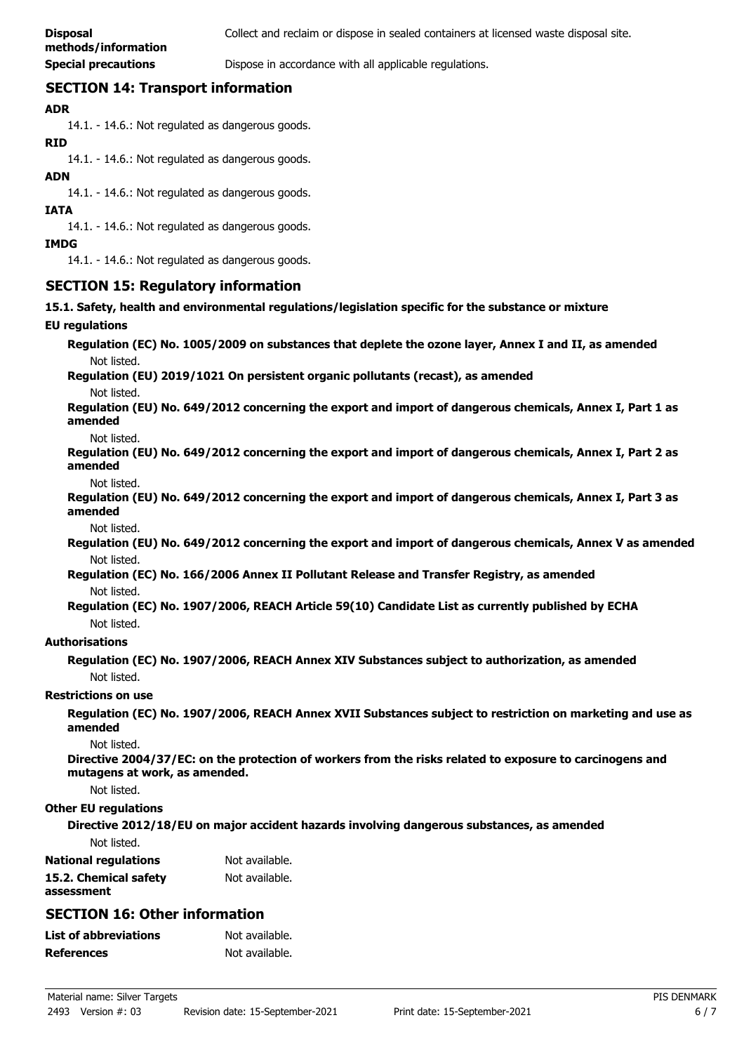**Disposal methods/information** Collect and reclaim or dispose in sealed containers at licensed waste disposal site.

**Special precautions** Dispose in accordance with all applicable regulations.

## SECTION 14: Transport information

**ADR**

14.1. - 14.6.: Not regulated as dangerous goods.

**RID**

14.1. - 14.6.: Not regulated as dangerous goods.

**ADN**

14.1. - 14.6.: Not regulated as dangerous goods.

**IATA**

14.1. - 14.6.: Not regulated as dangerous goods.

**IMDG**

14.1. - 14.6.: Not regulated as dangerous goods.

## SECTION 15: Regulatory information

**15.1. Safety, health and environmental regulations/legislation specific for the substance or mixture**

**EU regulations**

**Regulation (EC) No. 1005/2009 on substances that deplete the ozone layer, Annex I and II, as amended**

Not listed.

**Regulation (EU) 2019/1021 On persistent organic pollutants (recast), as amended**

Not listed.

**Regulation (EU) No. 649/2012 concerning the export and import of dangerous chemicals, Annex I, Part 1 as amended**

Not listed.

**Regulation (EU) No. 649/2012 concerning the export and import of dangerous chemicals, Annex I, Part 2 as amended**

Not listed.

**Regulation (EU) No. 649/2012 concerning the export and import of dangerous chemicals, Annex I, Part 3 as amended**

Not listed.

**Regulation (EU) No. 649/2012 concerning the export and import of dangerous chemicals, Annex V as amended**

Not listed.

**Regulation (EC) No. 166/2006 Annex II Pollutant Release and Transfer Registry, as amended**

Not listed.

**Regulation (EC) No. 1907/2006, REACH Article 59(10) Candidate List as currently published by ECHA**

Not listed.

**Authorisations**

**Regulation (EC) No. 1907/2006, REACH Annex XIV Substances subject to authorization, as amended**

Not listed.

**Restrictions on use**

**Regulation (EC) No. 1907/2006, REACH Annex XVII Substances subject to restriction on marketing and use as amended**

Not listed.

**Directive 2004/37/EC: on the protection of workers from the risks related to exposure to carcinogens and mutagens at work, as amended.**

Not listed.

**Other EU regulations**

**Directive 2012/18/EU on major accident hazards involving dangerous substances, as amended**

Not listed.

**National regulations** Not available.

**15.2. Chemical safety assessment** Not available.

## SECTION 16: Other information

**List of abbreviations** Not available.

**References** Not available.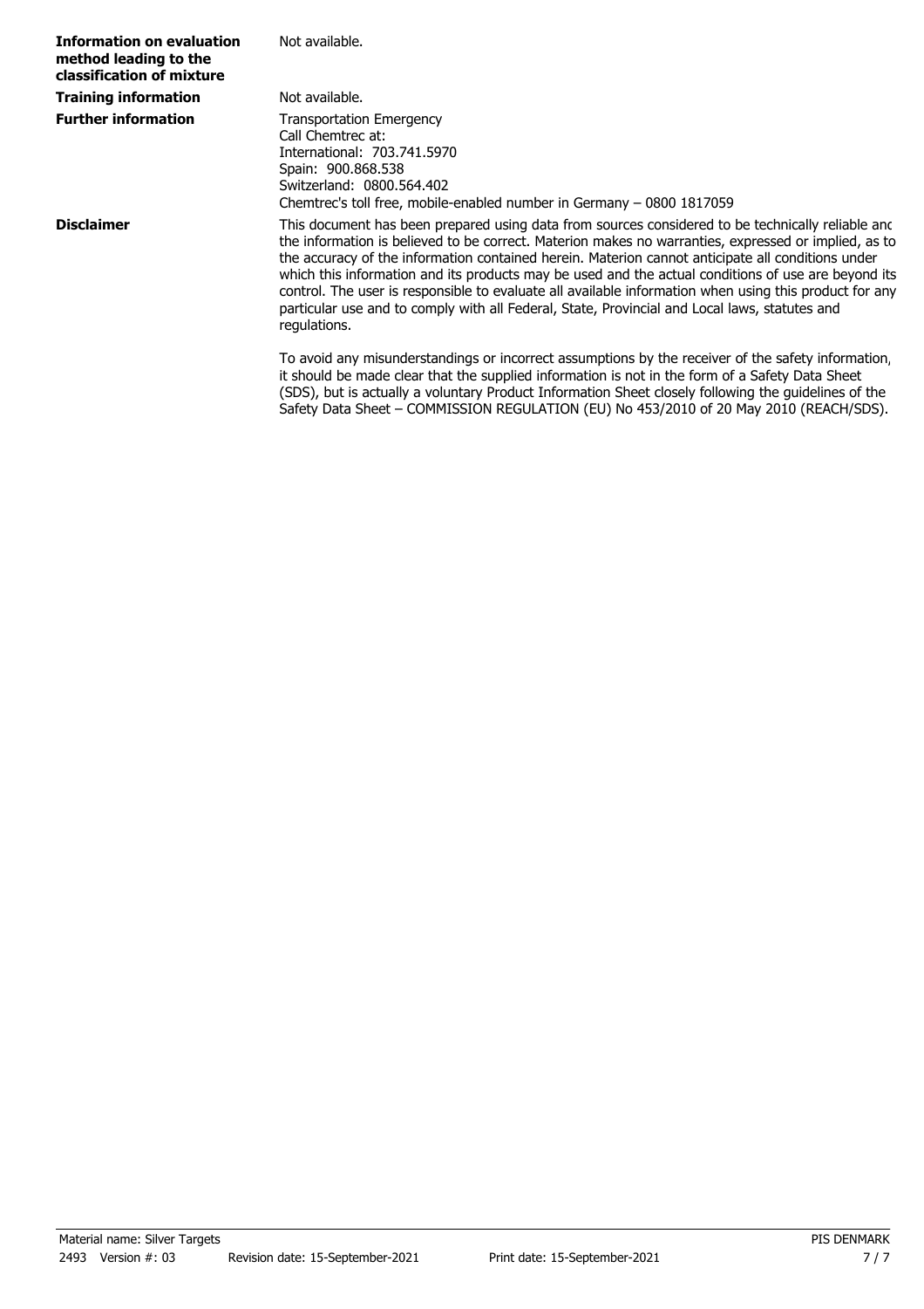| | |
|---|---|
| **Information on evaluation method leading to the classification of mixture** | Not available. |
| **Training information** | Not available. |
| **Further information** | Transportation Emergency<br>Call Chemtrec at:<br>International: 703.741.5970<br>Spain: 900.868.538<br>Switzerland: 0800.564.402<br>Chemtrec's toll free, mobile-enabled number in Germany – 0800 1817059 |
| **Disclaimer** | This document has been prepared using data from sources considered to be technically reliable and the information is believed to be correct. Materion makes no warranties, expressed or implied, as to the accuracy of the information contained herein. Materion cannot anticipate all conditions under which this information and its products may be used and the actual conditions of use are beyond its control. The user is responsible to evaluate all available information when using this product for any particular use and to comply with all Federal, State, Provincial and Local laws, statutes and regulations.<br><br>To avoid any misunderstandings or incorrect assumptions by the receiver of the safety information, it should be made clear that the supplied information is not in the form of a Safety Data Sheet (SDS), but is actually a voluntary Product Information Sheet closely following the guidelines of the Safety Data Sheet – COMMISSION REGULATION (EU) No 453/2010 of 20 May 2010 (REACH/SDS). |